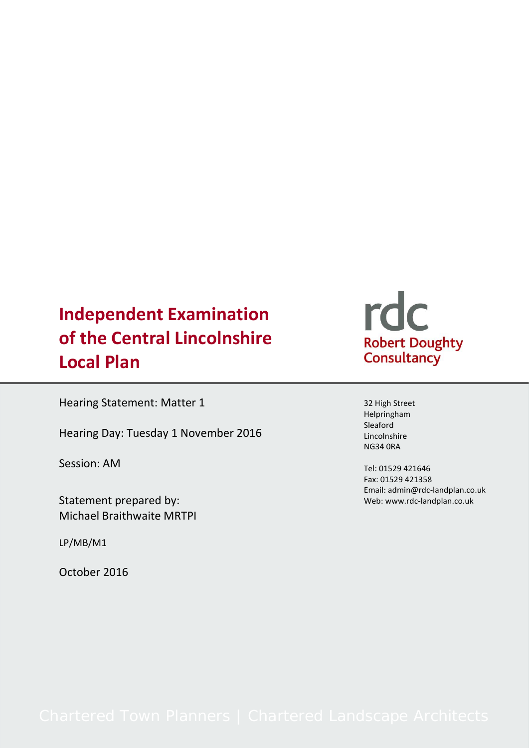# Independent Examination of the Central Lincolnshire Local Plan

rdc
Robert Doughty Consultancy

Hearing Statement: Matter 1

Hearing Day: Tuesday 1 November 2016

Session: AM

Statement prepared by:
Michael Braithwaite MRTPI

LP/MB/M1

October 2016

32 High Street
Helpringham
Sleaford
Lincolnshire
NG34 0RA

Tel: 01529 421646
Fax: 01529 421358
Email: admin@rdc-landplan.co.uk
Web: www.rdc-landplan.co.uk

Chartered Town Planners | Chartered Landscape Architects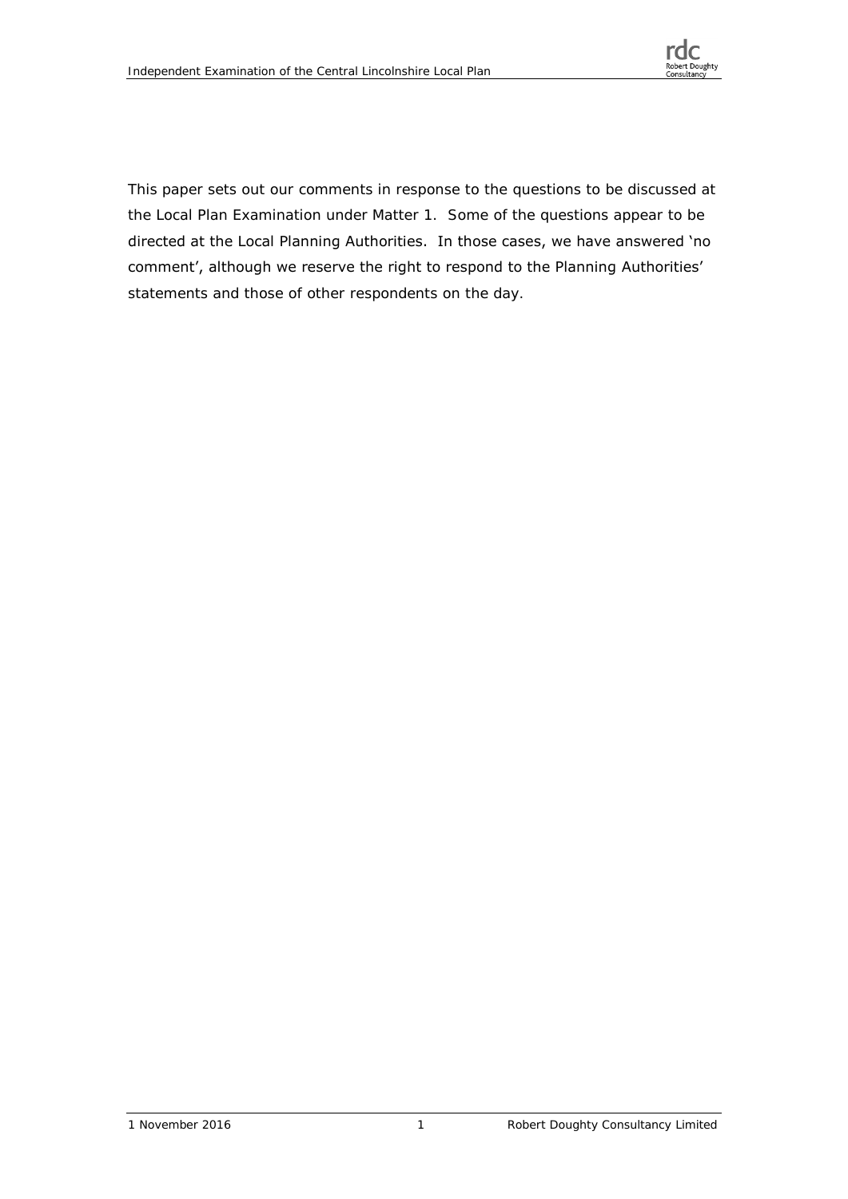This paper sets out our comments in response to the questions to be discussed at the Local Plan Examination under Matter 1. Some of the questions appear to be directed at the Local Planning Authorities. In those cases, we have answered 'no comment', although we reserve the right to respond to the Planning Authorities' statements and those of other respondents on the day.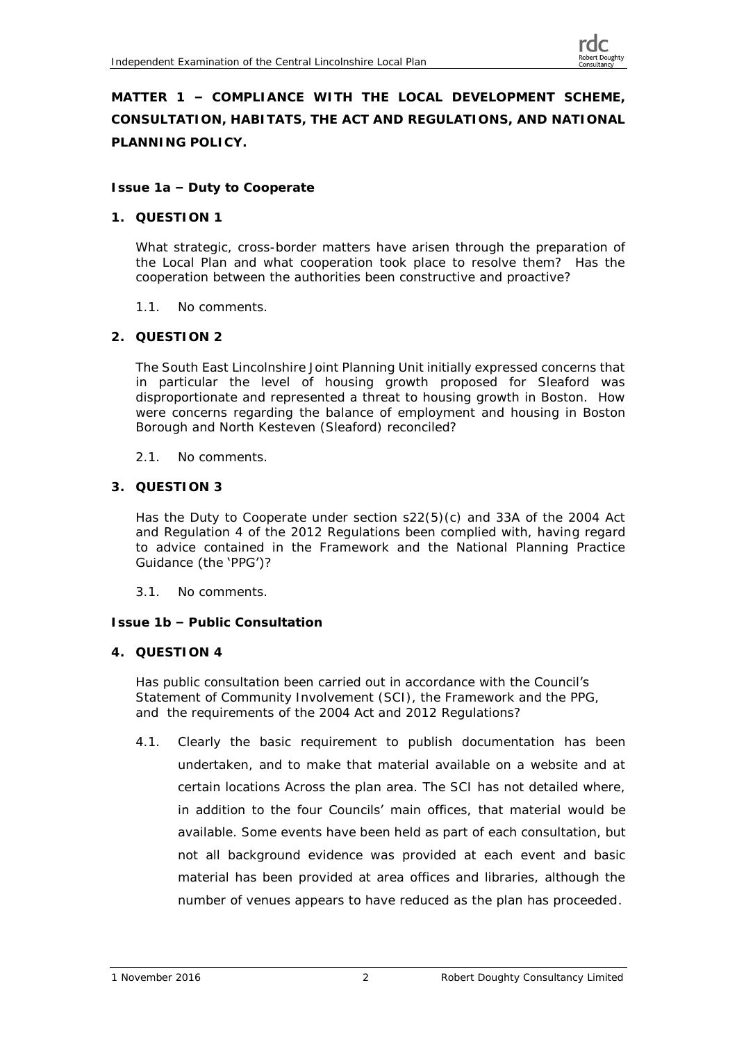**MATTER 1 – COMPLIANCE WITH THE LOCAL DEVELOPMENT SCHEME, CONSULTATION, HABITATS, THE ACT AND REGULATIONS, AND NATIONAL PLANNING POLICY.**

**Issue 1a – Duty to Cooperate**

**1. QUESTION 1**

What strategic, cross-border matters have arisen through the preparation of the Local Plan and what cooperation took place to resolve them? Has the cooperation between the authorities been constructive and proactive?

1.1. No comments.

**2. QUESTION 2**

The South East Lincolnshire Joint Planning Unit initially expressed concerns that in particular the level of housing growth proposed for Sleaford was disproportionate and represented a threat to housing growth in Boston. How were concerns regarding the balance of employment and housing in Boston Borough and North Kesteven (Sleaford) reconciled?

2.1. No comments.

**3. QUESTION 3**

Has the Duty to Cooperate under section s22(5)(c) and 33A of the 2004 Act and Regulation 4 of the 2012 Regulations been complied with, having regard to advice contained in the Framework and the National Planning Practice Guidance (the 'PPG')?

3.1. No comments.

**Issue 1b – Public Consultation**

**4. QUESTION 4**

Has public consultation been carried out in accordance with the Council's Statement of Community Involvement (SCI), the Framework and the PPG, and the requirements of the 2004 Act and 2012 Regulations?

4.1. Clearly the basic requirement to publish documentation has been undertaken, and to make that material available on a website and at certain locations Across the plan area. The SCI has not detailed where, in addition to the four Councils' main offices, that material would be available. Some events have been held as part of each consultation, but not all background evidence was provided at each event and basic material has been provided at area offices and libraries, although the number of venues appears to have reduced as the plan has proceeded.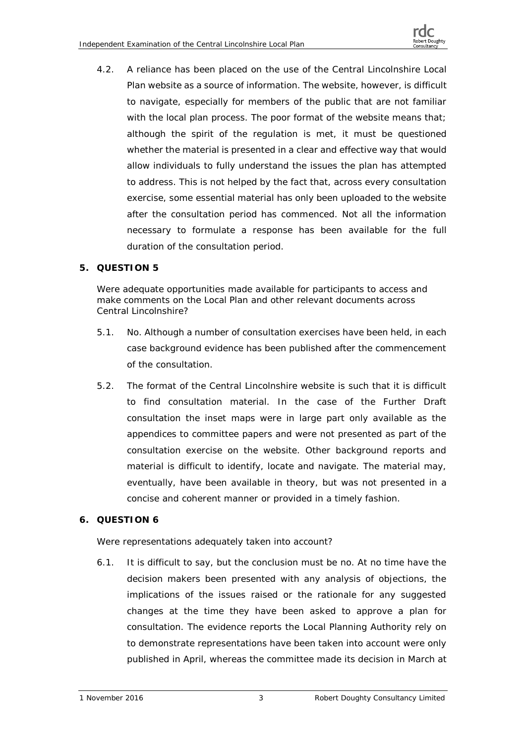4.2. A reliance has been placed on the use of the Central Lincolnshire Local Plan website as a source of information. The website, however, is difficult to navigate, especially for members of the public that are not familiar with the local plan process. The poor format of the website means that; although the spirit of the regulation is met, it must be questioned whether the material is presented in a clear and effective way that would allow individuals to fully understand the issues the plan has attempted to address. This is not helped by the fact that, across every consultation exercise, some essential material has only been uploaded to the website after the consultation period has commenced. Not all the information necessary to formulate a response has been available for the full duration of the consultation period.

## 5. QUESTION 5

Were adequate opportunities made available for participants to access and make comments on the Local Plan and other relevant documents across Central Lincolnshire?

5.1. No. Although a number of consultation exercises have been held, in each case background evidence has been published after the commencement of the consultation.

5.2. The format of the Central Lincolnshire website is such that it is difficult to find consultation material. In the case of the Further Draft consultation the inset maps were in large part only available as the appendices to committee papers and were not presented as part of the consultation exercise on the website. Other background reports and material is difficult to identify, locate and navigate. The material may, eventually, have been available in theory, but was not presented in a concise and coherent manner or provided in a timely fashion.

## 6. QUESTION 6

Were representations adequately taken into account?

6.1. It is difficult to say, but the conclusion must be no. At no time have the decision makers been presented with any analysis of objections, the implications of the issues raised or the rationale for any suggested changes at the time they have been asked to approve a plan for consultation. The evidence reports the Local Planning Authority rely on to demonstrate representations have been taken into account were only published in April, whereas the committee made its decision in March at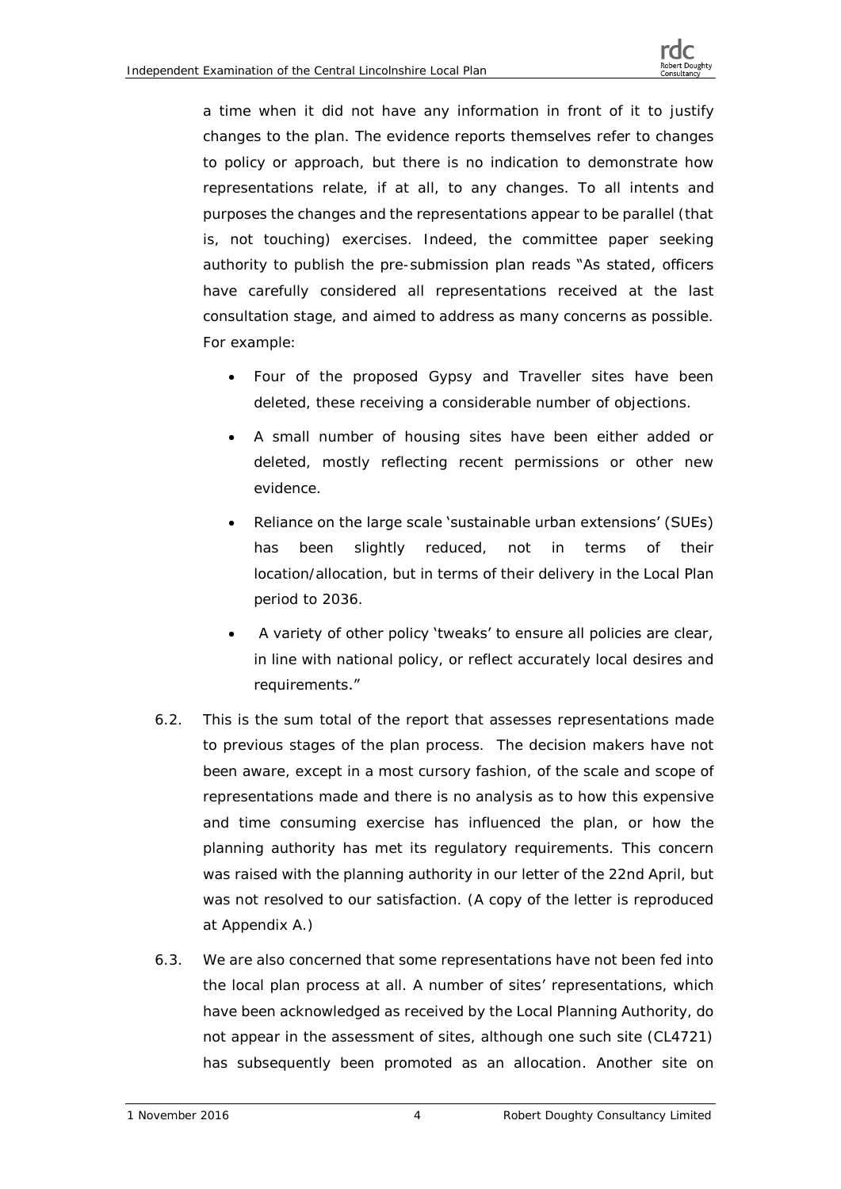a time when it did not have any information in front of it to justify changes to the plan. The evidence reports themselves refer to changes to policy or approach, but there is no indication to demonstrate how representations relate, if at all, to any changes. To all intents and purposes the changes and the representations appear to be parallel (that is, not touching) exercises. Indeed, the committee paper seeking authority to publish the pre-submission plan reads "As stated, officers have carefully considered all representations received at the last consultation stage, and aimed to address as many concerns as possible. For example:

- Four of the proposed Gypsy and Traveller sites have been deleted, these receiving a considerable number of objections.
- A small number of housing sites have been either added or deleted, mostly reflecting recent permissions or other new evidence.
- Reliance on the large scale 'sustainable urban extensions' (SUEs) has been slightly reduced, not in terms of their location/allocation, but in terms of their delivery in the Local Plan period to 2036.
- A variety of other policy 'tweaks' to ensure all policies are clear, in line with national policy, or reflect accurately local desires and requirements."

6.2. This is the sum total of the report that assesses representations made to previous stages of the plan process. The decision makers have not been aware, except in a most cursory fashion, of the scale and scope of representations made and there is no analysis as to how this expensive and time consuming exercise has influenced the plan, or how the planning authority has met its regulatory requirements. This concern was raised with the planning authority in our letter of the 22nd April, but was not resolved to our satisfaction. (A copy of the letter is reproduced at Appendix A.)

6.3. We are also concerned that some representations have not been fed into the local plan process at all. A number of sites' representations, which have been acknowledged as received by the Local Planning Authority, do not appear in the assessment of sites, although one such site (CL4721) has subsequently been promoted as an allocation. Another site on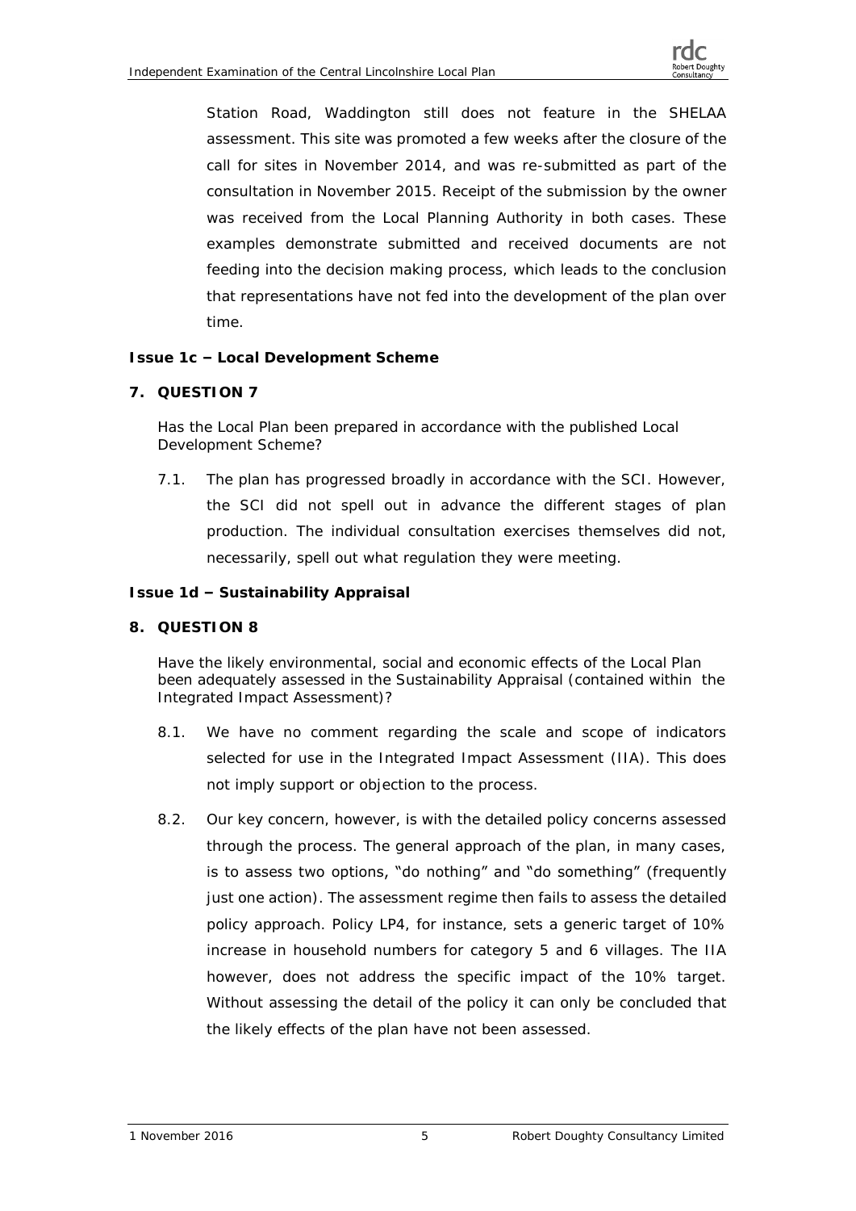Station Road, Waddington still does not feature in the SHELAA assessment. This site was promoted a few weeks after the closure of the call for sites in November 2014, and was re-submitted as part of the consultation in November 2015. Receipt of the submission by the owner was received from the Local Planning Authority in both cases. These examples demonstrate submitted and received documents are not feeding into the decision making process, which leads to the conclusion that representations have not fed into the development of the plan over time.

**Issue 1c – Local Development Scheme**

**7. QUESTION 7**

Has the Local Plan been prepared in accordance with the published Local Development Scheme?

7.1. The plan has progressed broadly in accordance with the SCI. However, the SCI did not spell out in advance the different stages of plan production. The individual consultation exercises themselves did not, necessarily, spell out what regulation they were meeting.

**Issue 1d – Sustainability Appraisal**

**8. QUESTION 8**

Have the likely environmental, social and economic effects of the Local Plan been adequately assessed in the Sustainability Appraisal (contained within the Integrated Impact Assessment)?

8.1. We have no comment regarding the scale and scope of indicators selected for use in the Integrated Impact Assessment (IIA). This does not imply support or objection to the process.

8.2. Our key concern, however, is with the detailed policy concerns assessed through the process. The general approach of the plan, in many cases, is to assess two options, "do nothing" and "do something" (frequently just one action). The assessment regime then fails to assess the detailed policy approach. Policy LP4, for instance, sets a generic target of 10% increase in household numbers for category 5 and 6 villages. The IIA however, does not address the specific impact of the 10% target. Without assessing the detail of the policy it can only be concluded that the likely effects of the plan have not been assessed.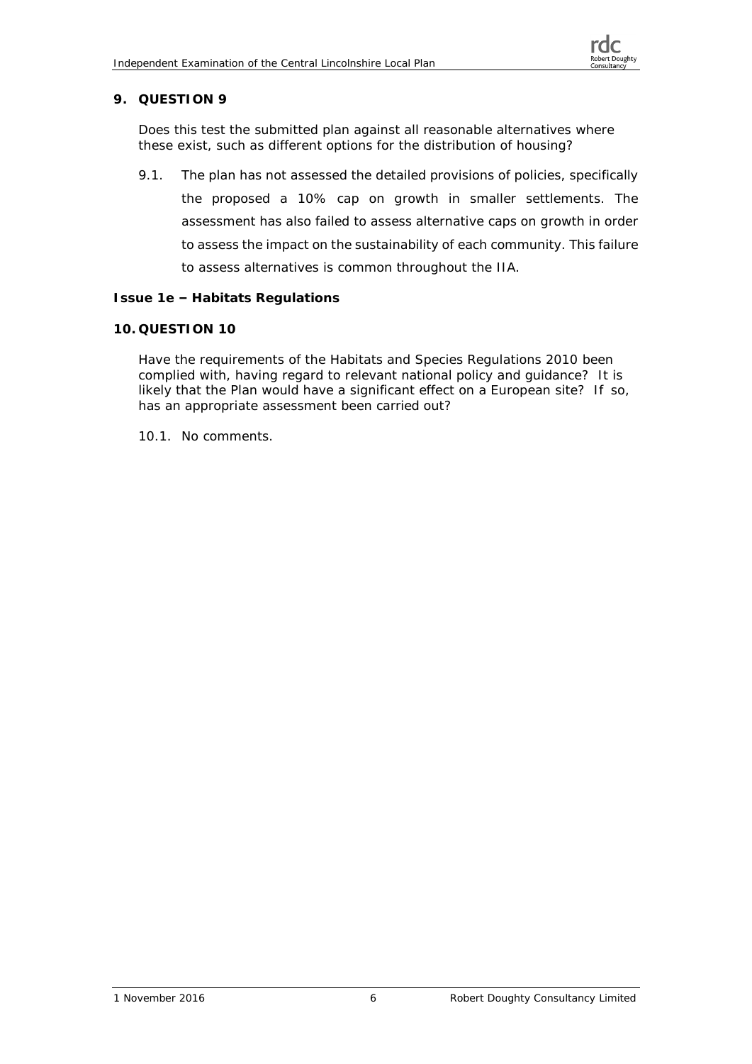## 9. QUESTION 9

Does this test the submitted plan against all reasonable alternatives where these exist, such as different options for the distribution of housing?

9.1. The plan has not assessed the detailed provisions of policies, specifically the proposed a 10% cap on growth in smaller settlements. The assessment has also failed to assess alternative caps on growth in order to assess the impact on the sustainability of each community. This failure to assess alternatives is common throughout the IIA.

### Issue 1e – Habitats Regulations

## 10. QUESTION 10

Have the requirements of the Habitats and Species Regulations 2010 been complied with, having regard to relevant national policy and guidance? It is likely that the Plan would have a significant effect on a European site? If so, has an appropriate assessment been carried out?

10.1. No comments.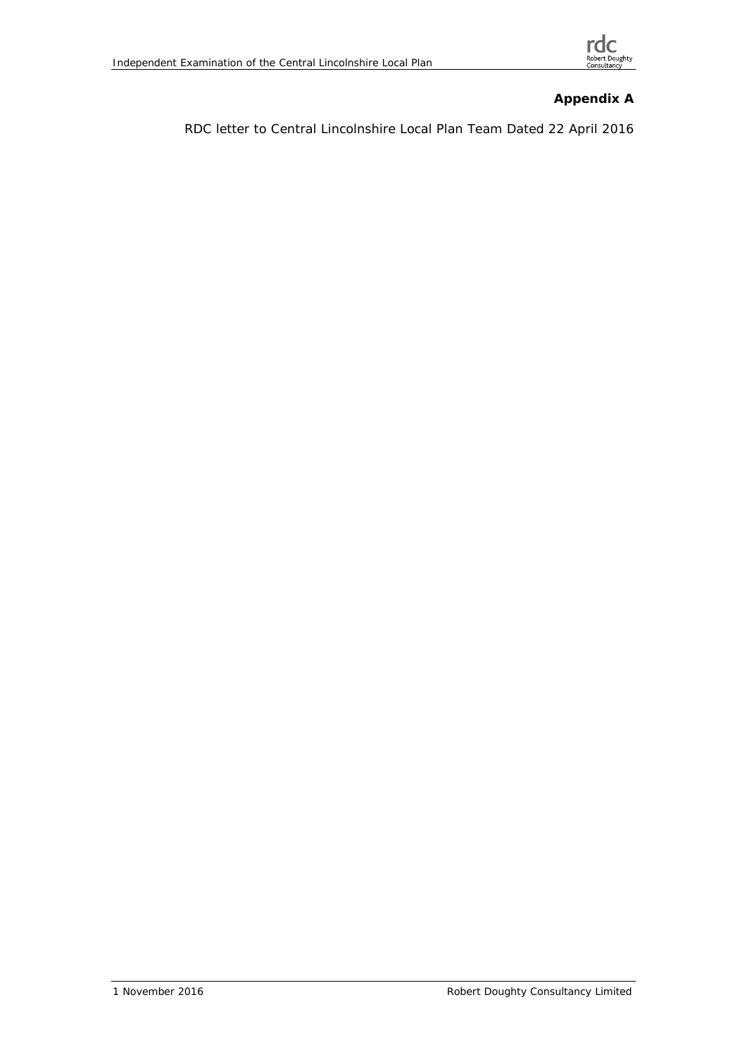## Appendix A

RDC letter to Central Lincolnshire Local Plan Team Dated 22 April 2016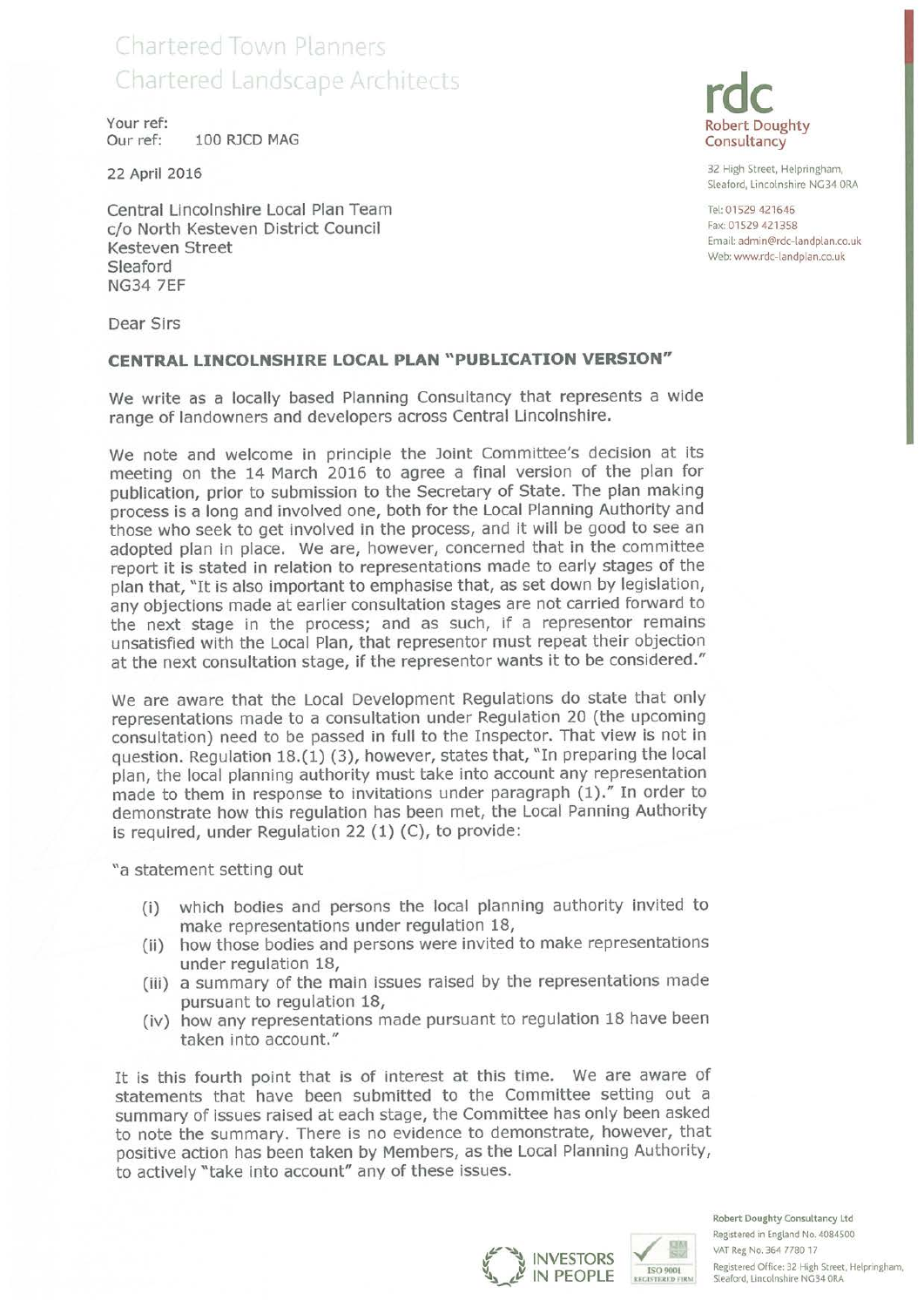Chartered Town Planners
Chartered Landscape Architects

**rdc**
Robert Doughty Consultancy

32 High Street, Helpringham, Sleaford, Lincolnshire NG34 0RA

Tel: 01529 421646
Fax: 01529 421358
Email: admin@rdc-landplan.co.uk
Web: www.rdc-landplan.co.uk

Your ref:
Our ref: 100 RJCD MAG

22 April 2016

Central Lincolnshire Local Plan Team
c/o North Kesteven District Council
Kesteven Street
Sleaford
NG34 7EF

Dear Sirs

**CENTRAL LINCOLNSHIRE LOCAL PLAN "PUBLICATION VERSION"**

We write as a locally based Planning Consultancy that represents a wide range of landowners and developers across Central Lincolnshire.

We note and welcome in principle the Joint Committee's decision at its meeting on the 14 March 2016 to agree a final version of the plan for publication, prior to submission to the Secretary of State. The plan making process is a long and involved one, both for the Local Planning Authority and those who seek to get involved in the process, and it will be good to see an adopted plan in place. We are, however, concerned that in the committee report it is stated in relation to representations made to early stages of the plan that, "It is also important to emphasise that, as set down by legislation, any objections made at earlier consultation stages are not carried forward to the next stage in the process; and as such, if a representor remains unsatisfied with the Local Plan, that representor must repeat their objection at the next consultation stage, if the representor wants it to be considered."

We are aware that the Local Development Regulations do state that only representations made to a consultation under Regulation 20 (the upcoming consultation) need to be passed in full to the Inspector. That view is not in question. Regulation 18.(1) (3), however, states that, "In preparing the local plan, the local planning authority must take into account any representation made to them in response to invitations under paragraph (1)." In order to demonstrate how this regulation has been met, the Local Panning Authority is required, under Regulation 22 (1) (C), to provide:

"a statement setting out

- (i) which bodies and persons the local planning authority invited to make representations under regulation 18,
- (ii) how those bodies and persons were invited to make representations under regulation 18,
- (iii) a summary of the main issues raised by the representations made pursuant to regulation 18,
- (iv) how any representations made pursuant to regulation 18 have been taken into account."

It is this fourth point that is of interest at this time. We are aware of statements that have been submitted to the Committee setting out a summary of issues raised at each stage, the Committee has only been asked to note the summary. There is no evidence to demonstrate, however, that positive action has been taken by Members, as the Local Planning Authority, to actively "take into account" any of these issues.

Robert Doughty Consultancy Ltd
Registered in England No. 4084500
VAT Reg No. 364 7780 17
Registered Office: 32 High Street, Helpringham, Sleaford, Lincolnshire NG34 0RA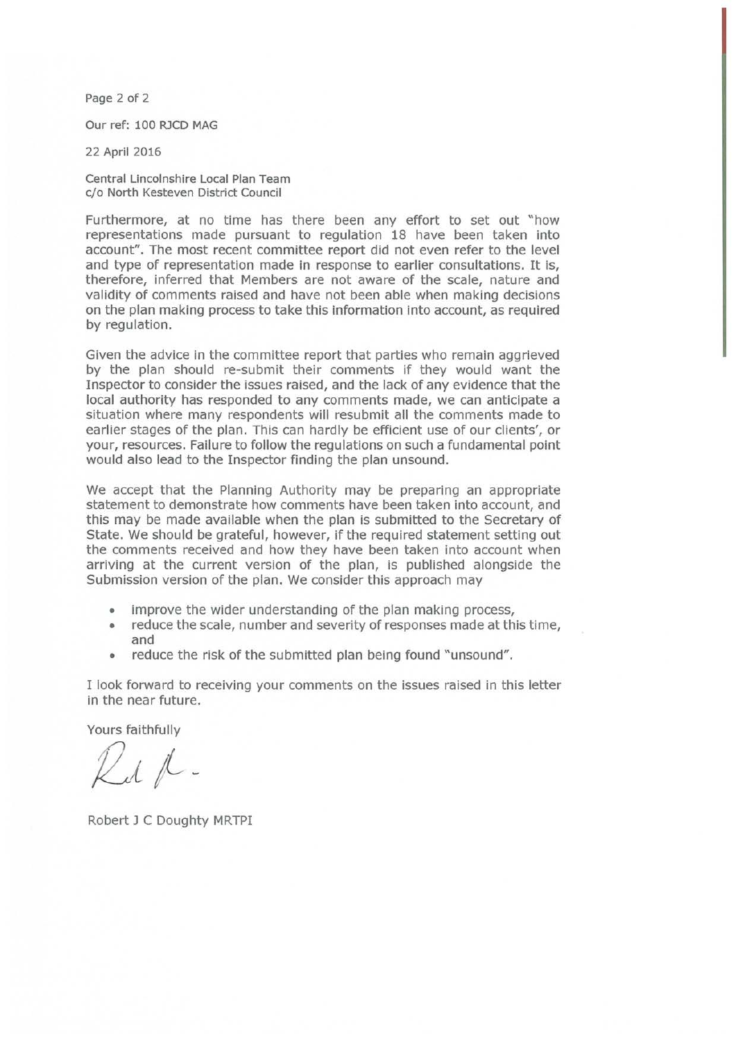Our ref: 100 RJCD MAG

22 April 2016

Central Lincolnshire Local Plan Team
c/o North Kesteven District Council

Furthermore, at no time has there been any effort to set out "how representations made pursuant to regulation 18 have been taken into account". The most recent committee report did not even refer to the level and type of representation made in response to earlier consultations. It is, therefore, inferred that Members are not aware of the scale, nature and validity of comments raised and have not been able when making decisions on the plan making process to take this information into account, as required by regulation.

Given the advice in the committee report that parties who remain aggrieved by the plan should re-submit their comments if they would want the Inspector to consider the issues raised, and the lack of any evidence that the local authority has responded to any comments made, we can anticipate a situation where many respondents will resubmit all the comments made to earlier stages of the plan. This can hardly be efficient use of our clients', or your, resources. Failure to follow the regulations on such a fundamental point would also lead to the Inspector finding the plan unsound.

We accept that the Planning Authority may be preparing an appropriate statement to demonstrate how comments have been taken into account, and this may be made available when the plan is submitted to the Secretary of State. We should be grateful, however, if the required statement setting out the comments received and how they have been taken into account when arriving at the current version of the plan, is published alongside the Submission version of the plan. We consider this approach may

- improve the wider understanding of the plan making process,
- reduce the scale, number and severity of responses made at this time, and
- reduce the risk of the submitted plan being found "unsound".

I look forward to receiving your comments on the issues raised in this letter in the near future.

Yours faithfully

Robert J C Doughty MRTPI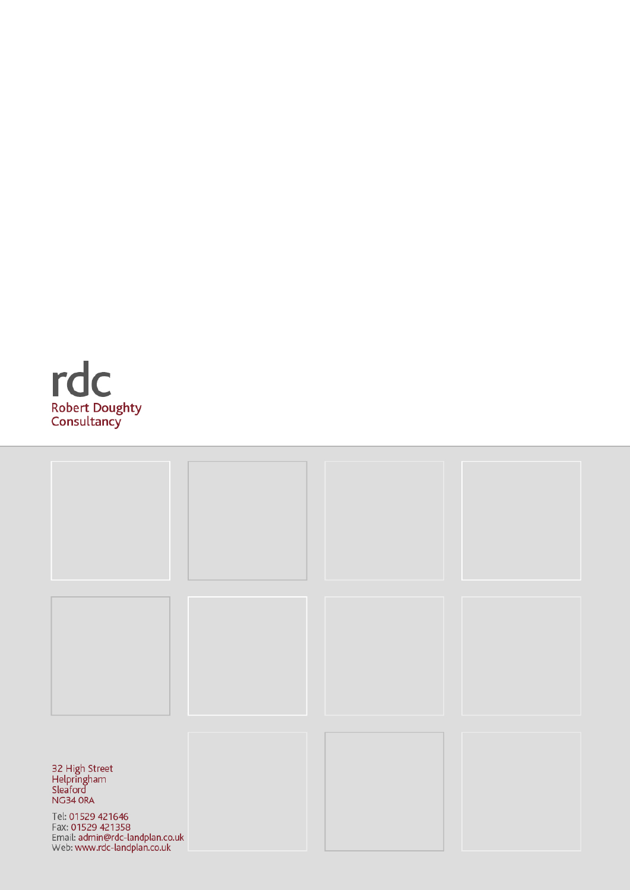rdc

Robert Doughty Consultancy

32 High Street
Helpringham
Sleaford
NG34 0RA

Tel: 01529 421646
Fax: 01529 421358
Email: admin@rdc-landplan.co.uk
Web: www.rdc-landplan.co.uk